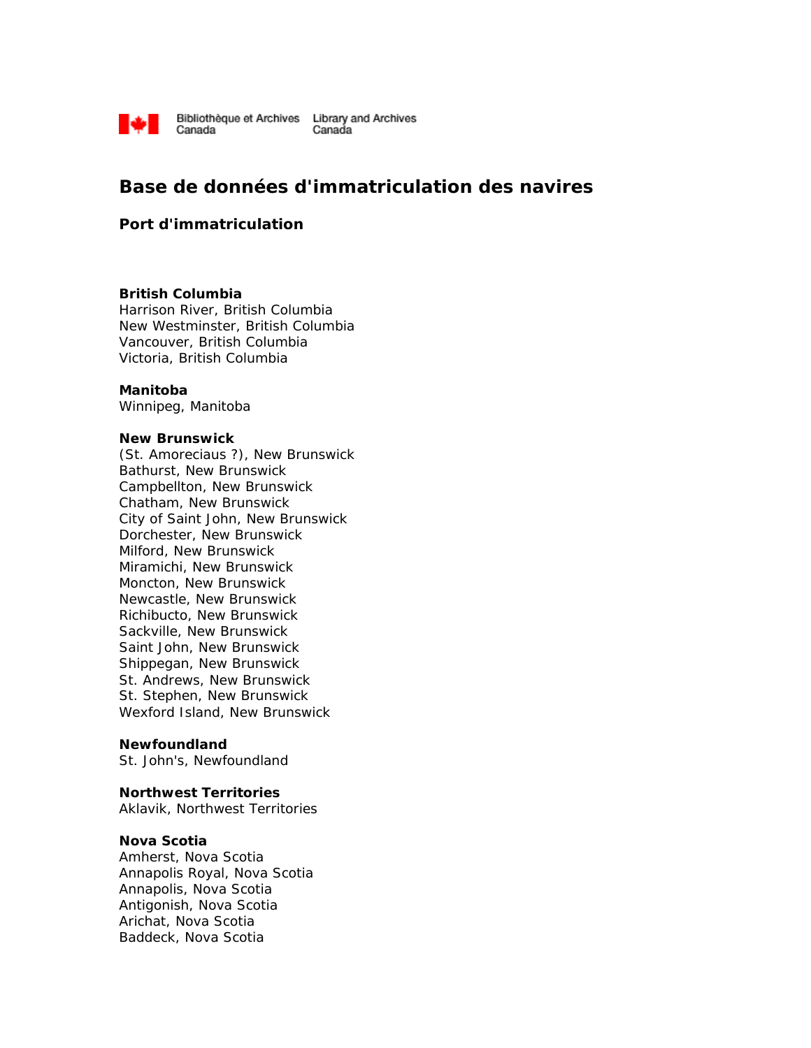Bibliothèque et Archives Canada | Library and Archives Canada

# Base de données d'immatriculation des navires

## Port d'immatriculation

**British Columbia**
Harrison River, British Columbia
New Westminster, British Columbia
Vancouver, British Columbia
Victoria, British Columbia

**Manitoba**
Winnipeg, Manitoba

**New Brunswick**
(St. Amoreciaus ?), New Brunswick
Bathurst, New Brunswick
Campbellton, New Brunswick
Chatham, New Brunswick
City of Saint John, New Brunswick
Dorchester, New Brunswick
Milford, New Brunswick
Miramichi, New Brunswick
Moncton, New Brunswick
Newcastle, New Brunswick
Richibucto, New Brunswick
Sackville, New Brunswick
Saint John, New Brunswick
Shippegan, New Brunswick
St. Andrews, New Brunswick
St. Stephen, New Brunswick
Wexford Island, New Brunswick

**Newfoundland**
St. John's, Newfoundland

**Northwest Territories**
Aklavik, Northwest Territories

**Nova Scotia**
Amherst, Nova Scotia
Annapolis Royal, Nova Scotia
Annapolis, Nova Scotia
Antigonish, Nova Scotia
Arichat, Nova Scotia
Baddeck, Nova Scotia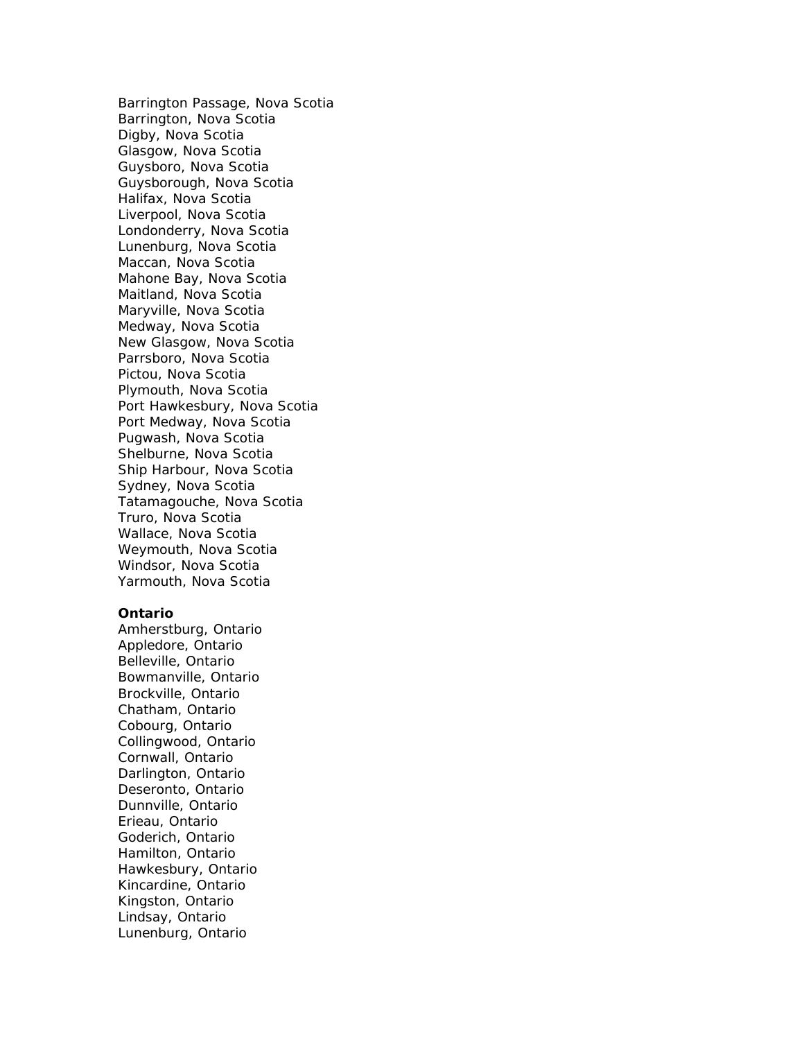Barrington Passage, Nova Scotia
Barrington, Nova Scotia
Digby, Nova Scotia
Glasgow, Nova Scotia
Guysboro, Nova Scotia
Guysborough, Nova Scotia
Halifax, Nova Scotia
Liverpool, Nova Scotia
Londonderry, Nova Scotia
Lunenburg, Nova Scotia
Maccan, Nova Scotia
Mahone Bay, Nova Scotia
Maitland, Nova Scotia
Maryville, Nova Scotia
Medway, Nova Scotia
New Glasgow, Nova Scotia
Parrsboro, Nova Scotia
Pictou, Nova Scotia
Plymouth, Nova Scotia
Port Hawkesbury, Nova Scotia
Port Medway, Nova Scotia
Pugwash, Nova Scotia
Shelburne, Nova Scotia
Ship Harbour, Nova Scotia
Sydney, Nova Scotia
Tatamagouche, Nova Scotia
Truro, Nova Scotia
Wallace, Nova Scotia
Weymouth, Nova Scotia
Windsor, Nova Scotia
Yarmouth, Nova Scotia

**Ontario**
Amherstburg, Ontario
Appledore, Ontario
Belleville, Ontario
Bowmanville, Ontario
Brockville, Ontario
Chatham, Ontario
Cobourg, Ontario
Collingwood, Ontario
Cornwall, Ontario
Darlington, Ontario
Deseronto, Ontario
Dunnville, Ontario
Erieau, Ontario
Goderich, Ontario
Hamilton, Ontario
Hawkesbury, Ontario
Kincardine, Ontario
Kingston, Ontario
Lindsay, Ontario
Lunenburg, Ontario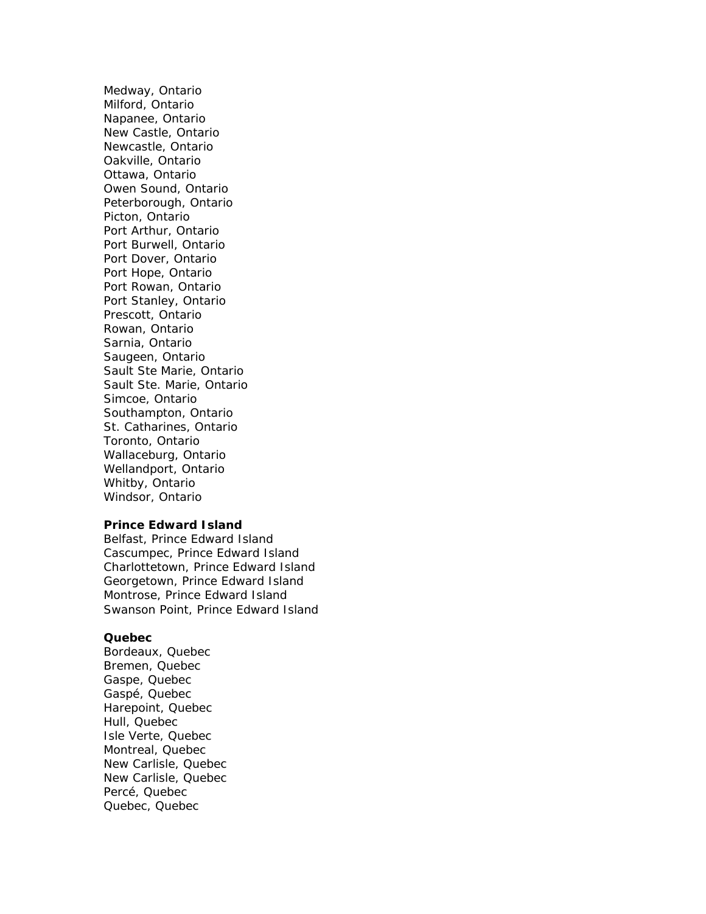Medway, Ontario
Milford, Ontario
Napanee, Ontario
New Castle, Ontario
Newcastle, Ontario
Oakville, Ontario
Ottawa, Ontario
Owen Sound, Ontario
Peterborough, Ontario
Picton, Ontario
Port Arthur, Ontario
Port Burwell, Ontario
Port Dover, Ontario
Port Hope, Ontario
Port Rowan, Ontario
Port Stanley, Ontario
Prescott, Ontario
Rowan, Ontario
Sarnia, Ontario
Saugeen, Ontario
Sault Ste Marie, Ontario
Sault Ste. Marie, Ontario
Simcoe, Ontario
Southampton, Ontario
St. Catharines, Ontario
Toronto, Ontario
Wallaceburg, Ontario
Wellandport, Ontario
Whitby, Ontario
Windsor, Ontario

**Prince Edward Island**
Belfast, Prince Edward Island
Cascumpec, Prince Edward Island
Charlottetown, Prince Edward Island
Georgetown, Prince Edward Island
Montrose, Prince Edward Island
Swanson Point, Prince Edward Island

**Quebec**
Bordeaux, Quebec
Bremen, Quebec
Gaspe, Quebec
Gaspé, Quebec
Harepoint, Quebec
Hull, Quebec
Isle Verte, Quebec
Montreal, Quebec
New Carlisle, Quebec
New Carlisle, Quebec
Percé, Quebec
Quebec, Quebec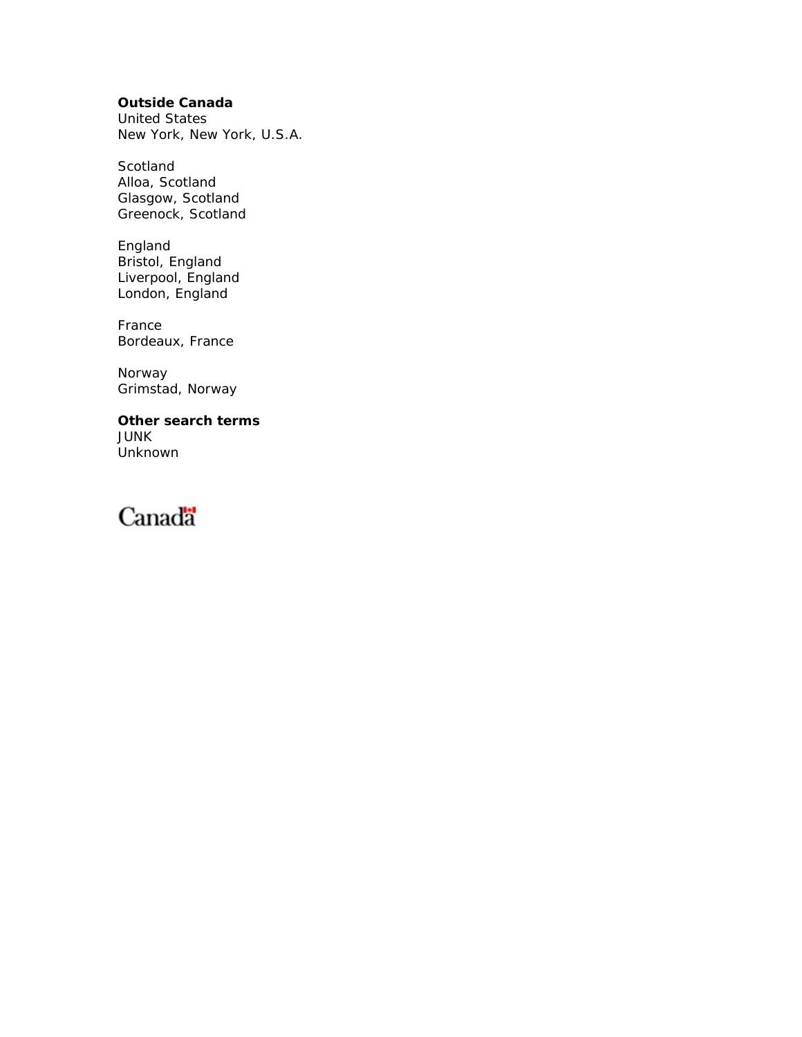**Outside Canada**
United States
New York, New York, U.S.A.

Scotland
Alloa, Scotland
Glasgow, Scotland
Greenock, Scotland

England
Bristol, England
Liverpool, England
London, England

France
Bordeaux, France

Norway
Grimstad, Norway

**Other search terms**
JUNK
Unknown

Canada